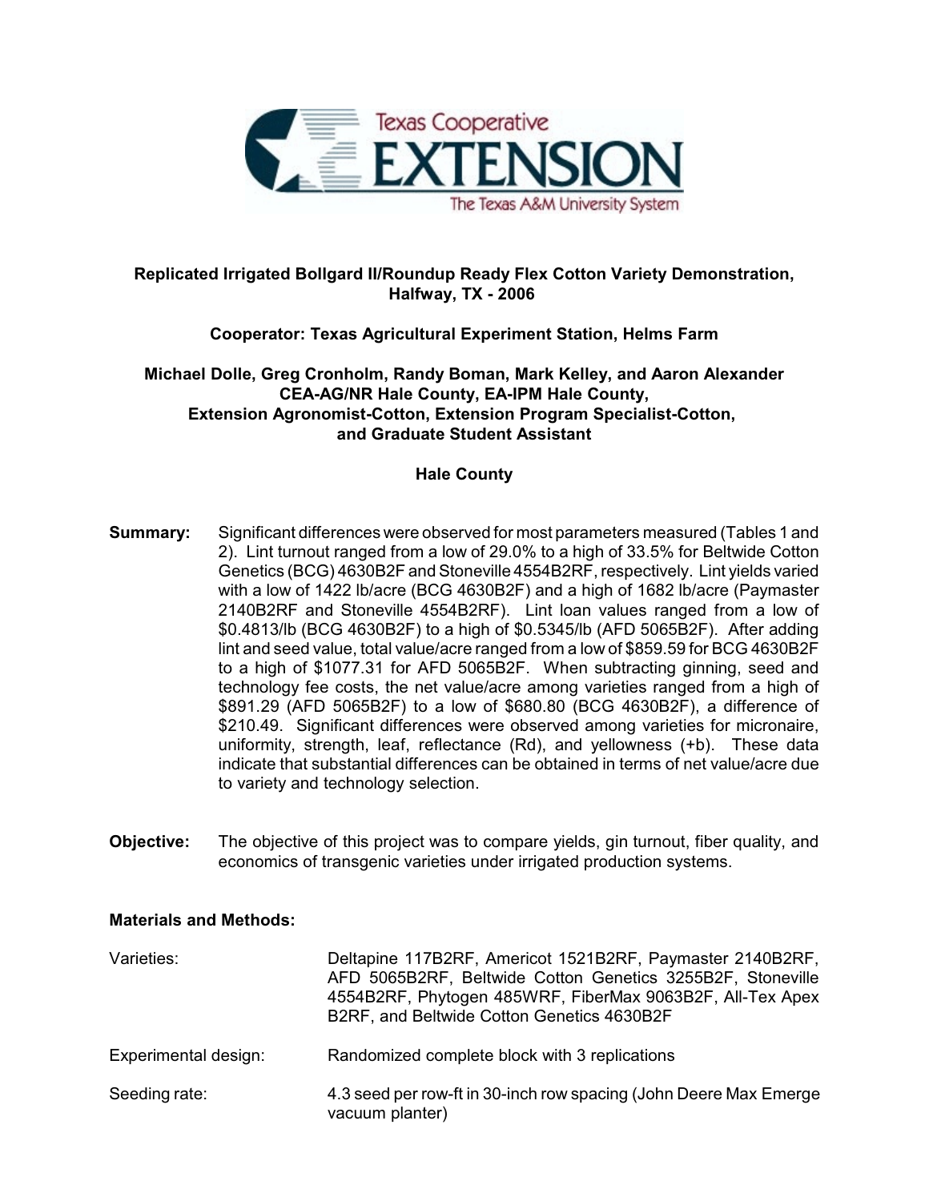**Replicated Irrigated Bollgard II/Roundup Ready Flex Cotton Variety Demonstration, Halfway, TX - 2006**

**Cooperator: Texas Agricultural Experiment Station, Helms Farm**

**Michael Dolle, Greg Cronholm, Randy Boman, Mark Kelley, and Aaron Alexander**
**CEA-AG/NR Hale County, EA-IPM Hale County,**
**Extension Agronomist-Cotton, Extension Program Specialist-Cotton,**
**and Graduate Student Assistant**

**Hale County**

**Summary:** Significant differences were observed for most parameters measured (Tables 1 and 2). Lint turnout ranged from a low of 29.0% to a high of 33.5% for Beltwide Cotton Genetics (BCG) 4630B2F and Stoneville 4554B2RF, respectively. Lint yields varied with a low of 1422 lb/acre (BCG 4630B2F) and a high of 1682 lb/acre (Paymaster 2140B2RF and Stoneville 4554B2RF). Lint loan values ranged from a low of \$0.4813/lb (BCG 4630B2F) to a high of \$0.5345/lb (AFD 5065B2F). After adding lint and seed value, total value/acre ranged from a low of \$859.59 for BCG 4630B2F to a high of \$1077.31 for AFD 5065B2F. When subtracting ginning, seed and technology fee costs, the net value/acre among varieties ranged from a high of \$891.29 (AFD 5065B2F) to a low of \$680.80 (BCG 4630B2F), a difference of \$210.49. Significant differences were observed among varieties for micronaire, uniformity, strength, leaf, reflectance (Rd), and yellowness (+b). These data indicate that substantial differences can be obtained in terms of net value/acre due to variety and technology selection.

**Objective:** The objective of this project was to compare yields, gin turnout, fiber quality, and economics of transgenic varieties under irrigated production systems.

**Materials and Methods:**

Varieties: Deltapine 117B2RF, Americot 1521B2RF, Paymaster 2140B2RF, AFD 5065B2RF, Beltwide Cotton Genetics 3255B2F, Stoneville 4554B2RF, Phytogen 485WRF, FiberMax 9063B2F, All-Tex Apex B2RF, and Beltwide Cotton Genetics 4630B2F

Experimental design: Randomized complete block with 3 replications

Seeding rate: 4.3 seed per row-ft in 30-inch row spacing (John Deere Max Emerge vacuum planter)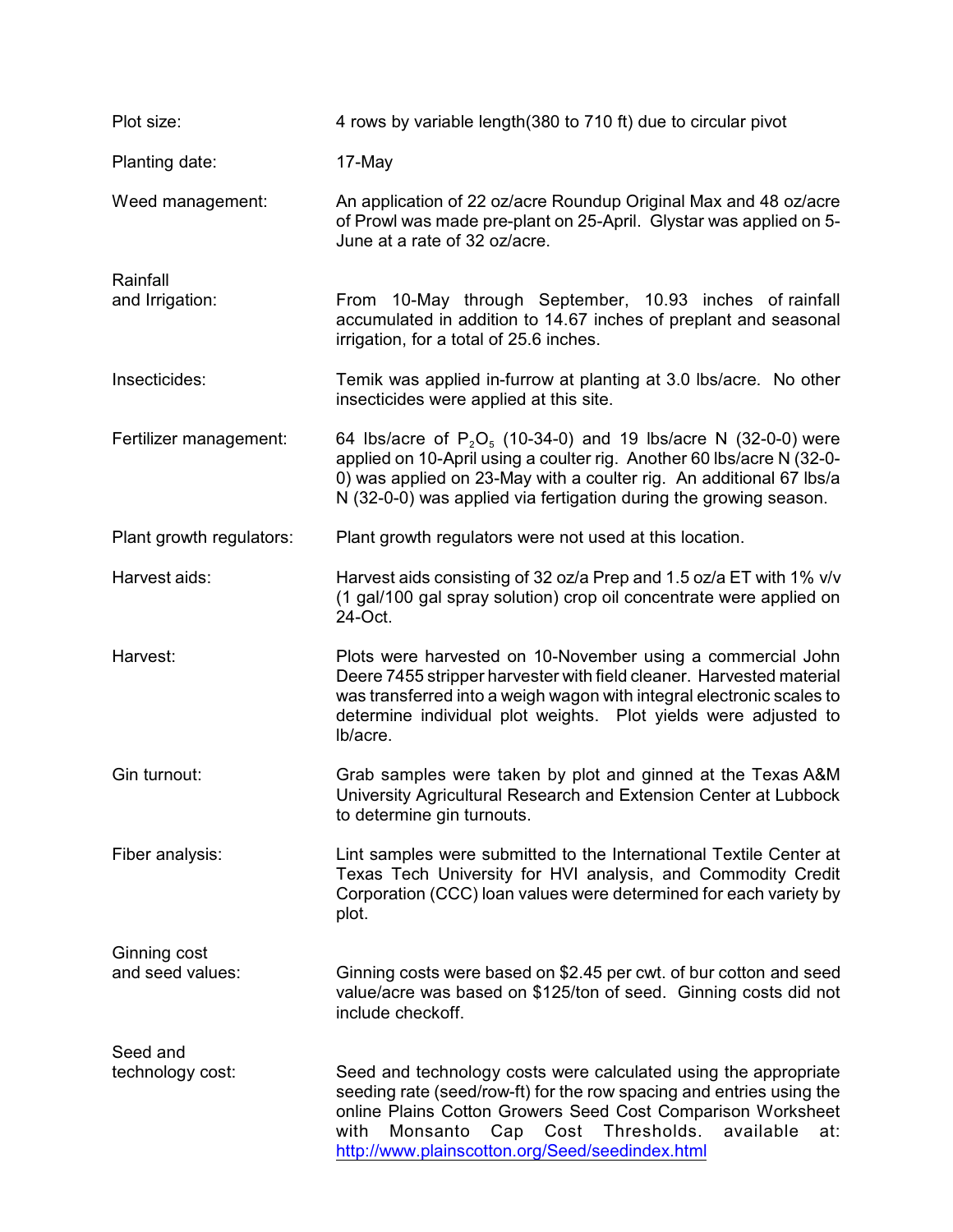| | |
|---|---|
| Plot size: | 4 rows by variable length(380 to 710 ft) due to circular pivot |
| Planting date: | 17-May |
| Weed management: | An application of 22 oz/acre Roundup Original Max and 48 oz/acre of Prowl was made pre-plant on 25-April. Glystar was applied on 5-June at a rate of 32 oz/acre. |
| Rainfall and Irrigation: | From 10-May through September, 10.93 inches of rainfall accumulated in addition to 14.67 inches of preplant and seasonal irrigation, for a total of 25.6 inches. |
| Insecticides: | Temik was applied in-furrow at planting at 3.0 lbs/acre. No other insecticides were applied at this site. |
| Fertilizer management: | 64 lbs/acre of $P_2O_5$ (10-34-0) and 19 lbs/acre N (32-0-0) were applied on 10-April using a coulter rig. Another 60 lbs/acre N (32-0-0) was applied on 23-May with a coulter rig. An additional 67 lbs/a N (32-0-0) was applied via fertigation during the growing season. |
| Plant growth regulators: | Plant growth regulators were not used at this location. |
| Harvest aids: | Harvest aids consisting of 32 oz/a Prep and 1.5 oz/a ET with 1% v/v (1 gal/100 gal spray solution) crop oil concentrate were applied on 24-Oct. |
| Harvest: | Plots were harvested on 10-November using a commercial John Deere 7455 stripper harvester with field cleaner. Harvested material was transferred into a weigh wagon with integral electronic scales to determine individual plot weights. Plot yields were adjusted to lb/acre. |
| Gin turnout: | Grab samples were taken by plot and ginned at the Texas A&M University Agricultural Research and Extension Center at Lubbock to determine gin turnouts. |
| Fiber analysis: | Lint samples were submitted to the International Textile Center at Texas Tech University for HVI analysis, and Commodity Credit Corporation (CCC) loan values were determined for each variety by plot. |
| Ginning cost and seed values: | Ginning costs were based on $2.45 per cwt. of bur cotton and seed value/acre was based on $125/ton of seed. Ginning costs did not include checkoff. |
| Seed and technology cost: | Seed and technology costs were calculated using the appropriate seeding rate (seed/row-ft) for the row spacing and entries using the online Plains Cotton Growers Seed Cost Comparison Worksheet with Monsanto Cap Cost Thresholds. available at: http://www.plainscotton.org/Seed/seedindex.html |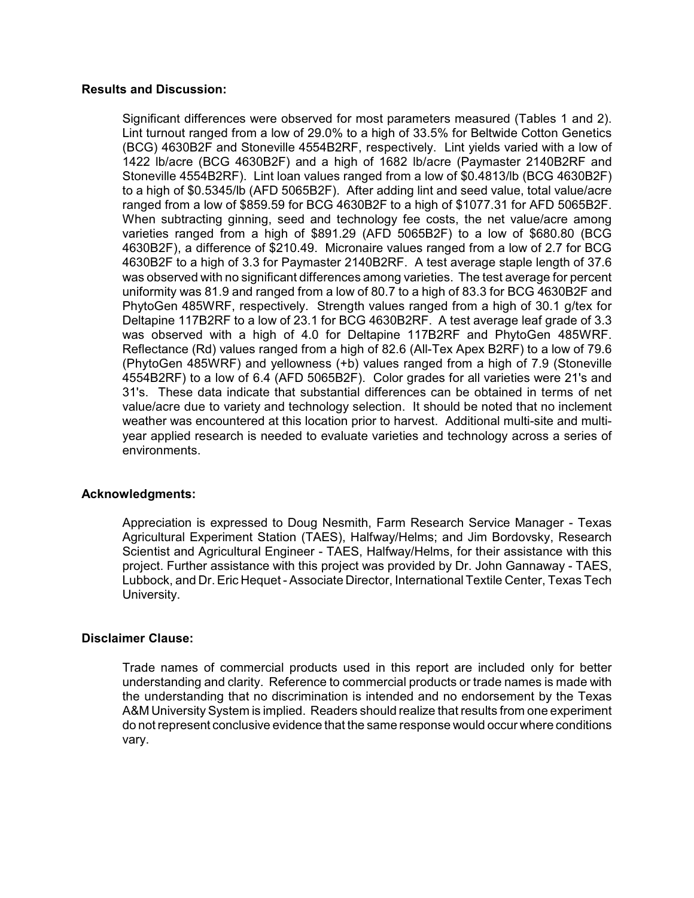**Results and Discussion:**

Significant differences were observed for most parameters measured (Tables 1 and 2). Lint turnout ranged from a low of 29.0% to a high of 33.5% for Beltwide Cotton Genetics (BCG) 4630B2F and Stoneville 4554B2RF, respectively. Lint yields varied with a low of 1422 lb/acre (BCG 4630B2F) and a high of 1682 lb/acre (Paymaster 2140B2RF and Stoneville 4554B2RF). Lint loan values ranged from a low of $0.4813/lb (BCG 4630B2F) to a high of $0.5345/lb (AFD 5065B2F). After adding lint and seed value, total value/acre ranged from a low of $859.59 for BCG 4630B2F to a high of $1077.31 for AFD 5065B2F. When subtracting ginning, seed and technology fee costs, the net value/acre among varieties ranged from a high of $891.29 (AFD 5065B2F) to a low of $680.80 (BCG 4630B2F), a difference of $210.49. Micronaire values ranged from a low of 2.7 for BCG 4630B2F to a high of 3.3 for Paymaster 2140B2RF. A test average staple length of 37.6 was observed with no significant differences among varieties. The test average for percent uniformity was 81.9 and ranged from a low of 80.7 to a high of 83.3 for BCG 4630B2F and PhytoGen 485WRF, respectively. Strength values ranged from a high of 30.1 g/tex for Deltapine 117B2RF to a low of 23.1 for BCG 4630B2RF. A test average leaf grade of 3.3 was observed with a high of 4.0 for Deltapine 117B2RF and PhytoGen 485WRF. Reflectance (Rd) values ranged from a high of 82.6 (All-Tex Apex B2RF) to a low of 79.6 (PhytoGen 485WRF) and yellowness (+b) values ranged from a high of 7.9 (Stoneville 4554B2RF) to a low of 6.4 (AFD 5065B2F). Color grades for all varieties were 21's and 31's. These data indicate that substantial differences can be obtained in terms of net value/acre due to variety and technology selection. It should be noted that no inclement weather was encountered at this location prior to harvest. Additional multi-site and multi-year applied research is needed to evaluate varieties and technology across a series of environments.

**Acknowledgments:**

Appreciation is expressed to Doug Nesmith, Farm Research Service Manager - Texas Agricultural Experiment Station (TAES), Halfway/Helms; and Jim Bordovsky, Research Scientist and Agricultural Engineer - TAES, Halfway/Helms, for their assistance with this project. Further assistance with this project was provided by Dr. John Gannaway - TAES, Lubbock, and Dr. Eric Hequet - Associate Director, International Textile Center, Texas Tech University.

**Disclaimer Clause:**

Trade names of commercial products used in this report are included only for better understanding and clarity. Reference to commercial products or trade names is made with the understanding that no discrimination is intended and no endorsement by the Texas A&M University System is implied. Readers should realize that results from one experiment do not represent conclusive evidence that the same response would occur where conditions vary.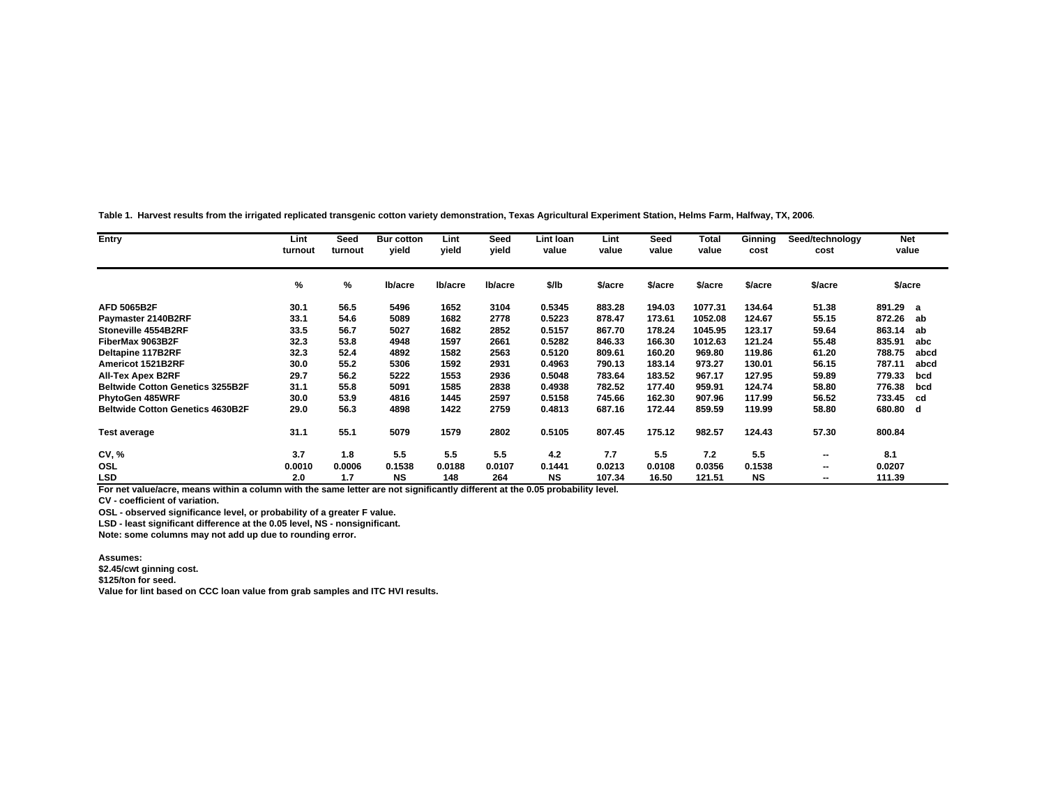**Table 1. Harvest results from the irrigated replicated transgenic cotton variety demonstration, Texas Agricultural Experiment Station, Helms Farm, Halfway, TX, 2006.**

| Entry | Lint turnout | Seed turnout | Bur cotton yield | Lint yield | Seed yield | Lint loan value | Lint value | Seed value | Total value | Ginning cost | Seed/technology cost | Net value | |
|---|---|---|---|---|---|---|---|---|---|---|---|---|---|
| | % | % | lb/acre | lb/acre | lb/acre | $/lb | $/acre | $/acre | $/acre | $/acre | $/acre | $/acre | |
| AFD 5065B2F | 30.1 | 56.5 | 5496 | 1652 | 3104 | 0.5345 | 883.28 | 194.03 | 1077.31 | 134.64 | 51.38 | 891.29 | a |
| Paymaster 2140B2RF | 33.1 | 54.6 | 5089 | 1682 | 2778 | 0.5223 | 878.47 | 173.61 | 1052.08 | 124.67 | 55.15 | 872.26 | ab |
| Stoneville 4554B2RF | 33.5 | 56.7 | 5027 | 1682 | 2852 | 0.5157 | 867.70 | 178.24 | 1045.95 | 123.17 | 59.64 | 863.14 | ab |
| FiberMax 9063B2F | 32.3 | 53.8 | 4948 | 1597 | 2661 | 0.5282 | 846.33 | 166.30 | 1012.63 | 121.24 | 55.48 | 835.91 | abc |
| Deltapine 117B2RF | 32.3 | 52.4 | 4892 | 1582 | 2563 | 0.5120 | 809.61 | 160.20 | 969.80 | 119.86 | 61.20 | 788.75 | abcd |
| Americot 1521B2RF | 30.0 | 55.2 | 5306 | 1592 | 2931 | 0.4963 | 790.13 | 183.14 | 973.27 | 130.01 | 56.15 | 787.11 | abcd |
| All-Tex Apex B2RF | 29.7 | 56.2 | 5222 | 1553 | 2936 | 0.5048 | 783.64 | 183.52 | 967.17 | 127.95 | 59.89 | 779.33 | bcd |
| Beltwide Cotton Genetics 3255B2F | 31.1 | 55.8 | 5091 | 1585 | 2838 | 0.4938 | 782.52 | 177.40 | 959.91 | 124.74 | 58.80 | 776.38 | bcd |
| PhytoGen 485WRF | 30.0 | 53.9 | 4816 | 1445 | 2597 | 0.5158 | 745.66 | 162.30 | 907.96 | 117.99 | 56.52 | 733.45 | cd |
| Beltwide Cotton Genetics 4630B2F | 29.0 | 56.3 | 4898 | 1422 | 2759 | 0.4813 | 687.16 | 172.44 | 859.59 | 119.99 | 58.80 | 680.80 | d |
| Test average | 31.1 | 55.1 | 5079 | 1579 | 2802 | 0.5105 | 807.45 | 175.12 | 982.57 | 124.43 | 57.30 | 800.84 | |
| CV, % | 3.7 | 1.8 | 5.5 | 5.5 | 5.5 | 4.2 | 7.7 | 5.5 | 7.2 | 5.5 | -- | 8.1 | |
| OSL | 0.0010 | 0.0006 | 0.1538 | 0.0188 | 0.0107 | 0.1441 | 0.0213 | 0.0108 | 0.0356 | 0.1538 | -- | 0.0207 | |
| LSD | 2.0 | 1.7 | NS | 148 | 264 | NS | 107.34 | 16.50 | 121.51 | NS | -- | 111.39 | |

For net value/acre, means within a column with the same letter are not significantly different at the 0.05 probability level.

CV - coefficient of variation.

OSL - observed significance level, or probability of a greater F value.

LSD - least significant difference at the 0.05 level, NS - nonsignificant.

Note: some columns may not add up due to rounding error.

Assumes:

$2.45/cwt ginning cost.

$125/ton for seed.

Value for lint based on CCC loan value from grab samples and ITC HVI results.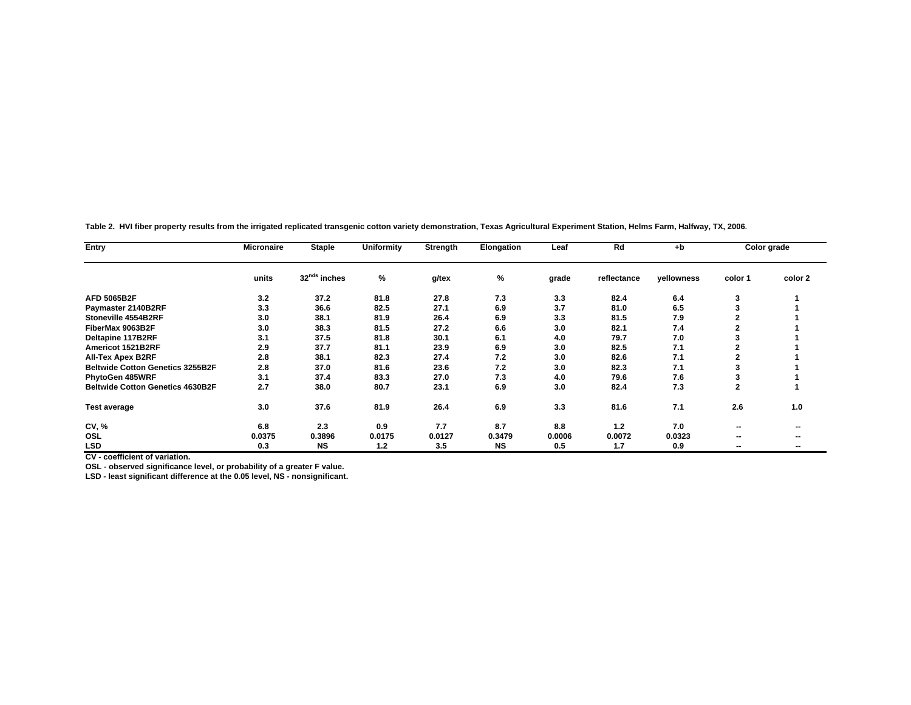Table 2. HVI fiber property results from the irrigated replicated transgenic cotton variety demonstration, Texas Agricultural Experiment Station, Helms Farm, Halfway, TX, 2006.

| Entry | Micronaire | Staple | Uniformity | Strength | Elongation | Leaf | Rd | +b | Color grade | |
|---|---|---|---|---|---|---|---|---|---|---|
| | units | $32^{nds}$ inches | % | g/tex | % | grade | reflectance | yellowness | color 1 | color 2 |
| AFD 5065B2F | 3.2 | 37.2 | 81.8 | 27.8 | 7.3 | 3.3 | 82.4 | 6.4 | 3 | 1 |
| Paymaster 2140B2RF | 3.3 | 36.6 | 82.5 | 27.1 | 6.9 | 3.7 | 81.0 | 6.5 | 3 | 1 |
| Stoneville 4554B2RF | 3.0 | 38.1 | 81.9 | 26.4 | 6.9 | 3.3 | 81.5 | 7.9 | 2 | 1 |
| FiberMax 9063B2F | 3.0 | 38.3 | 81.5 | 27.2 | 6.6 | 3.0 | 82.1 | 7.4 | 2 | 1 |
| Deltapine 117B2RF | 3.1 | 37.5 | 81.8 | 30.1 | 6.1 | 4.0 | 79.7 | 7.0 | 3 | 1 |
| Americot 1521B2RF | 2.9 | 37.7 | 81.1 | 23.9 | 6.9 | 3.0 | 82.5 | 7.1 | 2 | 1 |
| All-Tex Apex B2RF | 2.8 | 38.1 | 82.3 | 27.4 | 7.2 | 3.0 | 82.6 | 7.1 | 2 | 1 |
| Beltwide Cotton Genetics 3255B2F | 2.8 | 37.0 | 81.6 | 23.6 | 7.2 | 3.0 | 82.3 | 7.1 | 3 | 1 |
| PhytoGen 485WRF | 3.1 | 37.4 | 83.3 | 27.0 | 7.3 | 4.0 | 79.6 | 7.6 | 3 | 1 |
| Beltwide Cotton Genetics 4630B2F | 2.7 | 38.0 | 80.7 | 23.1 | 6.9 | 3.0 | 82.4 | 7.3 | 2 | 1 |
| Test average | 3.0 | 37.6 | 81.9 | 26.4 | 6.9 | 3.3 | 81.6 | 7.1 | 2.6 | 1.0 |
| CV, % | 6.8 | 2.3 | 0.9 | 7.7 | 8.7 | 8.8 | 1.2 | 7.0 | -- | -- |
| OSL | 0.0375 | 0.3896 | 0.0175 | 0.0127 | 0.3479 | 0.0006 | 0.0072 | 0.0323 | -- | -- |
| LSD | 0.3 | NS | 1.2 | 3.5 | NS | 0.5 | 1.7 | 0.9 | -- | -- |

CV - coefficient of variation.

OSL - observed significance level, or probability of a greater F value.

LSD - least significant difference at the 0.05 level, NS - nonsignificant.